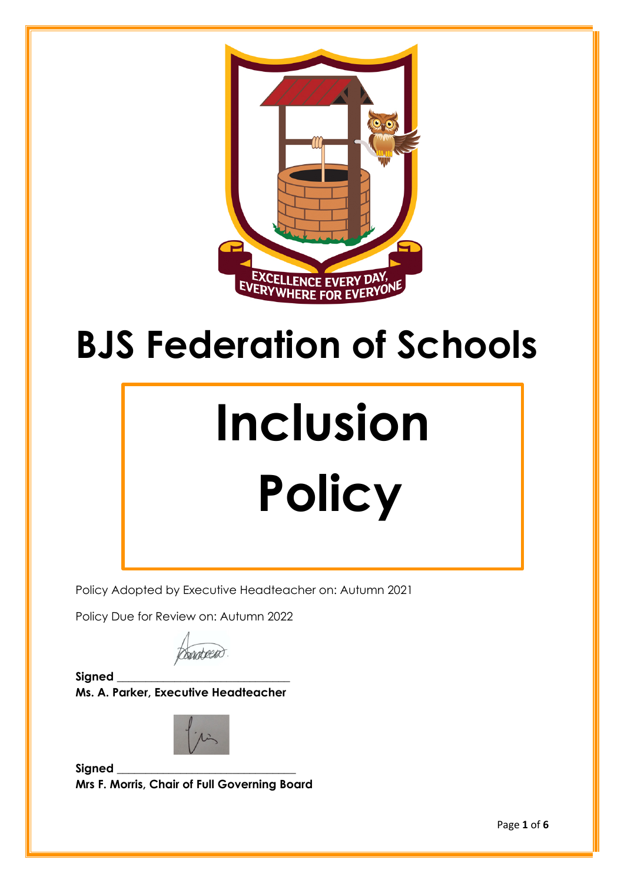EXCELLENCE EVERY DAY, EVERYWHERE FOR EVERYONE

# BJS Federation of Schools

# Inclusion Policy

Policy Adopted by Executive Headteacher on: Autumn 2021

Policy Due for Review on: Autumn 2022

**Signed** ___________________________
**Ms. A. Parker, Executive Headteacher**

**Signed** ___________________________
**Mrs F. Morris, Chair of Full Governing Board**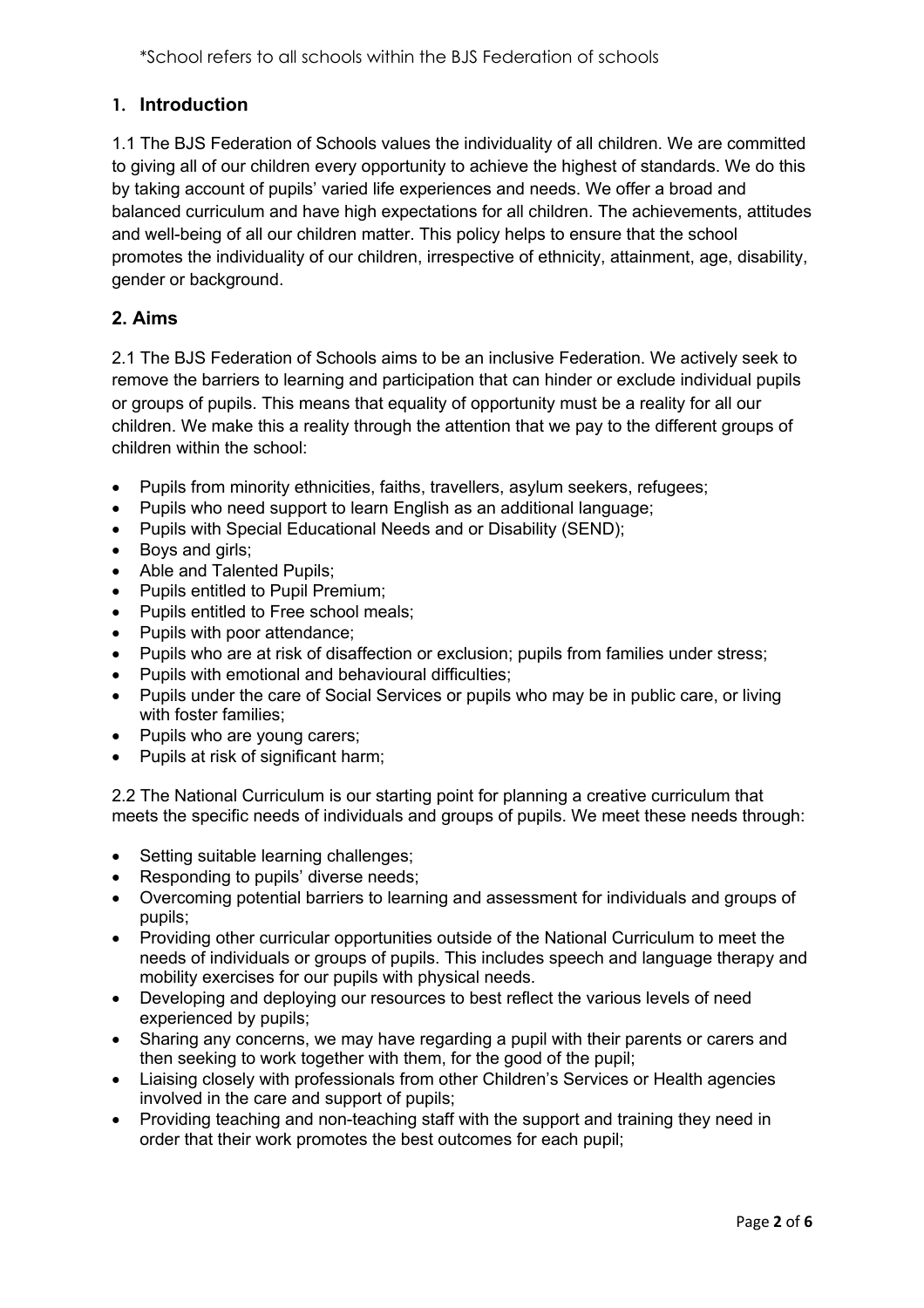*School refers to all schools within the BJS Federation of schools

## 1. Introduction

1.1 The BJS Federation of Schools values the individuality of all children. We are committed to giving all of our children every opportunity to achieve the highest of standards. We do this by taking account of pupils' varied life experiences and needs. We offer a broad and balanced curriculum and have high expectations for all children. The achievements, attitudes and well-being of all our children matter. This policy helps to ensure that the school promotes the individuality of our children, irrespective of ethnicity, attainment, age, disability, gender or background.

## 2. Aims

2.1 The BJS Federation of Schools aims to be an inclusive Federation. We actively seek to remove the barriers to learning and participation that can hinder or exclude individual pupils or groups of pupils. This means that equality of opportunity must be a reality for all our children. We make this a reality through the attention that we pay to the different groups of children within the school:

- Pupils from minority ethnicities, faiths, travellers, asylum seekers, refugees;
- Pupils who need support to learn English as an additional language;
- Pupils with Special Educational Needs and or Disability (SEND);
- Boys and girls;
- Able and Talented Pupils;
- Pupils entitled to Pupil Premium;
- Pupils entitled to Free school meals;
- Pupils with poor attendance;
- Pupils who are at risk of disaffection or exclusion; pupils from families under stress;
- Pupils with emotional and behavioural difficulties;
- Pupils under the care of Social Services or pupils who may be in public care, or living with foster families;
- Pupils who are young carers;
- Pupils at risk of significant harm;

2.2 The National Curriculum is our starting point for planning a creative curriculum that meets the specific needs of individuals and groups of pupils. We meet these needs through:

- Setting suitable learning challenges;
- Responding to pupils' diverse needs;
- Overcoming potential barriers to learning and assessment for individuals and groups of pupils;
- Providing other curricular opportunities outside of the National Curriculum to meet the needs of individuals or groups of pupils. This includes speech and language therapy and mobility exercises for our pupils with physical needs.
- Developing and deploying our resources to best reflect the various levels of need experienced by pupils;
- Sharing any concerns, we may have regarding a pupil with their parents or carers and then seeking to work together with them, for the good of the pupil;
- Liaising closely with professionals from other Children's Services or Health agencies involved in the care and support of pupils;
- Providing teaching and non-teaching staff with the support and training they need in order that their work promotes the best outcomes for each pupil;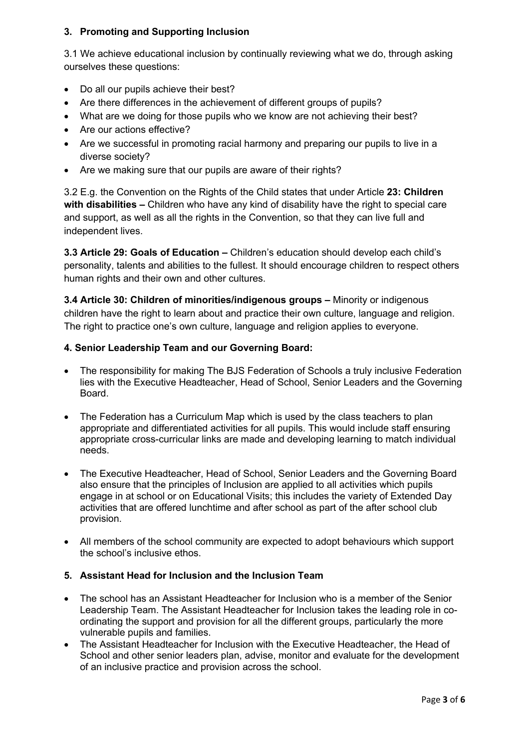## 3. Promoting and Supporting Inclusion

3.1 We achieve educational inclusion by continually reviewing what we do, through asking ourselves these questions:

- Do all our pupils achieve their best?
- Are there differences in the achievement of different groups of pupils?
- What are we doing for those pupils who we know are not achieving their best?
- Are our actions effective?
- Are we successful in promoting racial harmony and preparing our pupils to live in a diverse society?
- Are we making sure that our pupils are aware of their rights?

3.2 E.g. the Convention on the Rights of the Child states that under Article **23: Children with disabilities –** Children who have any kind of disability have the right to special care and support, as well as all the rights in the Convention, so that they can live full and independent lives.

**3.3 Article 29: Goals of Education –** Children's education should develop each child's personality, talents and abilities to the fullest. It should encourage children to respect others human rights and their own and other cultures.

**3.4 Article 30: Children of minorities/indigenous groups –** Minority or indigenous children have the right to learn about and practice their own culture, language and religion. The right to practice one's own culture, language and religion applies to everyone.

## 4. Senior Leadership Team and our Governing Board:

- The responsibility for making The BJS Federation of Schools a truly inclusive Federation lies with the Executive Headteacher, Head of School, Senior Leaders and the Governing Board.
- The Federation has a Curriculum Map which is used by the class teachers to plan appropriate and differentiated activities for all pupils. This would include staff ensuring appropriate cross-curricular links are made and developing learning to match individual needs.
- The Executive Headteacher, Head of School, Senior Leaders and the Governing Board also ensure that the principles of Inclusion are applied to all activities which pupils engage in at school or on Educational Visits; this includes the variety of Extended Day activities that are offered lunchtime and after school as part of the after school club provision.
- All members of the school community are expected to adopt behaviours which support the school's inclusive ethos.

## 5. Assistant Head for Inclusion and the Inclusion Team

- The school has an Assistant Headteacher for Inclusion who is a member of the Senior Leadership Team. The Assistant Headteacher for Inclusion takes the leading role in co-ordinating the support and provision for all the different groups, particularly the more vulnerable pupils and families.
- The Assistant Headteacher for Inclusion with the Executive Headteacher, the Head of School and other senior leaders plan, advise, monitor and evaluate for the development of an inclusive practice and provision across the school.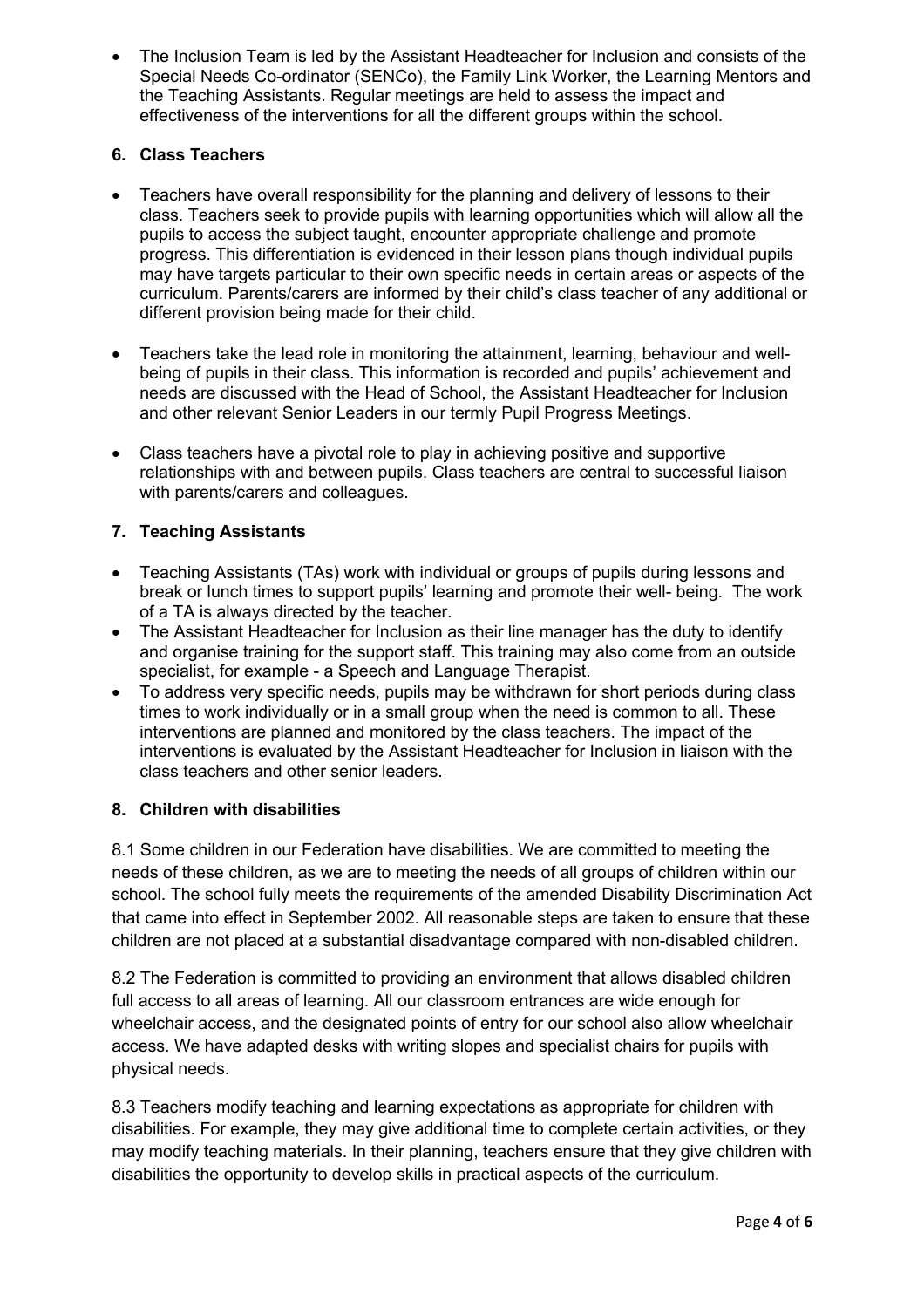- The Inclusion Team is led by the Assistant Headteacher for Inclusion and consists of the Special Needs Co-ordinator (SENCo), the Family Link Worker, the Learning Mentors and the Teaching Assistants. Regular meetings are held to assess the impact and effectiveness of the interventions for all the different groups within the school.

### 6. Class Teachers

- Teachers have overall responsibility for the planning and delivery of lessons to their class. Teachers seek to provide pupils with learning opportunities which will allow all the pupils to access the subject taught, encounter appropriate challenge and promote progress. This differentiation is evidenced in their lesson plans though individual pupils may have targets particular to their own specific needs in certain areas or aspects of the curriculum. Parents/carers are informed by their child's class teacher of any additional or different provision being made for their child.

- Teachers take the lead role in monitoring the attainment, learning, behaviour and well-being of pupils in their class. This information is recorded and pupils' achievement and needs are discussed with the Head of School, the Assistant Headteacher for Inclusion and other relevant Senior Leaders in our termly Pupil Progress Meetings.

- Class teachers have a pivotal role to play in achieving positive and supportive relationships with and between pupils. Class teachers are central to successful liaison with parents/carers and colleagues.

### 7. Teaching Assistants

- Teaching Assistants (TAs) work with individual or groups of pupils during lessons and break or lunch times to support pupils' learning and promote their well- being. The work of a TA is always directed by the teacher.
- The Assistant Headteacher for Inclusion as their line manager has the duty to identify and organise training for the support staff. This training may also come from an outside specialist, for example - a Speech and Language Therapist.
- To address very specific needs, pupils may be withdrawn for short periods during class times to work individually or in a small group when the need is common to all. These interventions are planned and monitored by the class teachers. The impact of the interventions is evaluated by the Assistant Headteacher for Inclusion in liaison with the class teachers and other senior leaders.

### 8. Children with disabilities

8.1 Some children in our Federation have disabilities. We are committed to meeting the needs of these children, as we are to meeting the needs of all groups of children within our school. The school fully meets the requirements of the amended Disability Discrimination Act that came into effect in September 2002. All reasonable steps are taken to ensure that these children are not placed at a substantial disadvantage compared with non-disabled children.

8.2 The Federation is committed to providing an environment that allows disabled children full access to all areas of learning. All our classroom entrances are wide enough for wheelchair access, and the designated points of entry for our school also allow wheelchair access. We have adapted desks with writing slopes and specialist chairs for pupils with physical needs.

8.3 Teachers modify teaching and learning expectations as appropriate for children with disabilities. For example, they may give additional time to complete certain activities, or they may modify teaching materials. In their planning, teachers ensure that they give children with disabilities the opportunity to develop skills in practical aspects of the curriculum.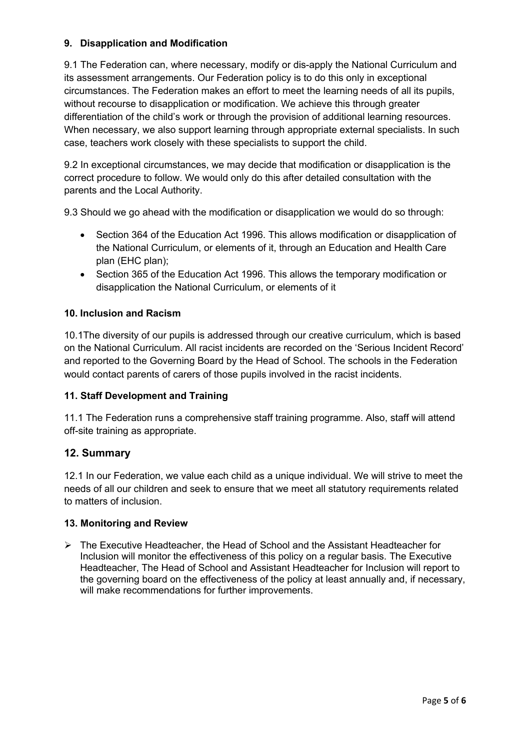## 9. Disapplication and Modification

9.1 The Federation can, where necessary, modify or dis-apply the National Curriculum and its assessment arrangements. Our Federation policy is to do this only in exceptional circumstances. The Federation makes an effort to meet the learning needs of all its pupils, without recourse to disapplication or modification. We achieve this through greater differentiation of the child's work or through the provision of additional learning resources. When necessary, we also support learning through appropriate external specialists. In such case, teachers work closely with these specialists to support the child.

9.2 In exceptional circumstances, we may decide that modification or disapplication is the correct procedure to follow. We would only do this after detailed consultation with the parents and the Local Authority.

9.3 Should we go ahead with the modification or disapplication we would do so through:

- Section 364 of the Education Act 1996. This allows modification or disapplication of the National Curriculum, or elements of it, through an Education and Health Care plan (EHC plan);
- Section 365 of the Education Act 1996. This allows the temporary modification or disapplication the National Curriculum, or elements of it

## 10. Inclusion and Racism

10.1The diversity of our pupils is addressed through our creative curriculum, which is based on the National Curriculum. All racist incidents are recorded on the 'Serious Incident Record' and reported to the Governing Board by the Head of School. The schools in the Federation would contact parents of carers of those pupils involved in the racist incidents.

## 11. Staff Development and Training

11.1 The Federation runs a comprehensive staff training programme. Also, staff will attend off-site training as appropriate.

## 12. Summary

12.1 In our Federation, we value each child as a unique individual. We will strive to meet the needs of all our children and seek to ensure that we meet all statutory requirements related to matters of inclusion.

## 13. Monitoring and Review

- The Executive Headteacher, the Head of School and the Assistant Headteacher for Inclusion will monitor the effectiveness of this policy on a regular basis. The Executive Headteacher, The Head of School and Assistant Headteacher for Inclusion will report to the governing board on the effectiveness of the policy at least annually and, if necessary, will make recommendations for further improvements.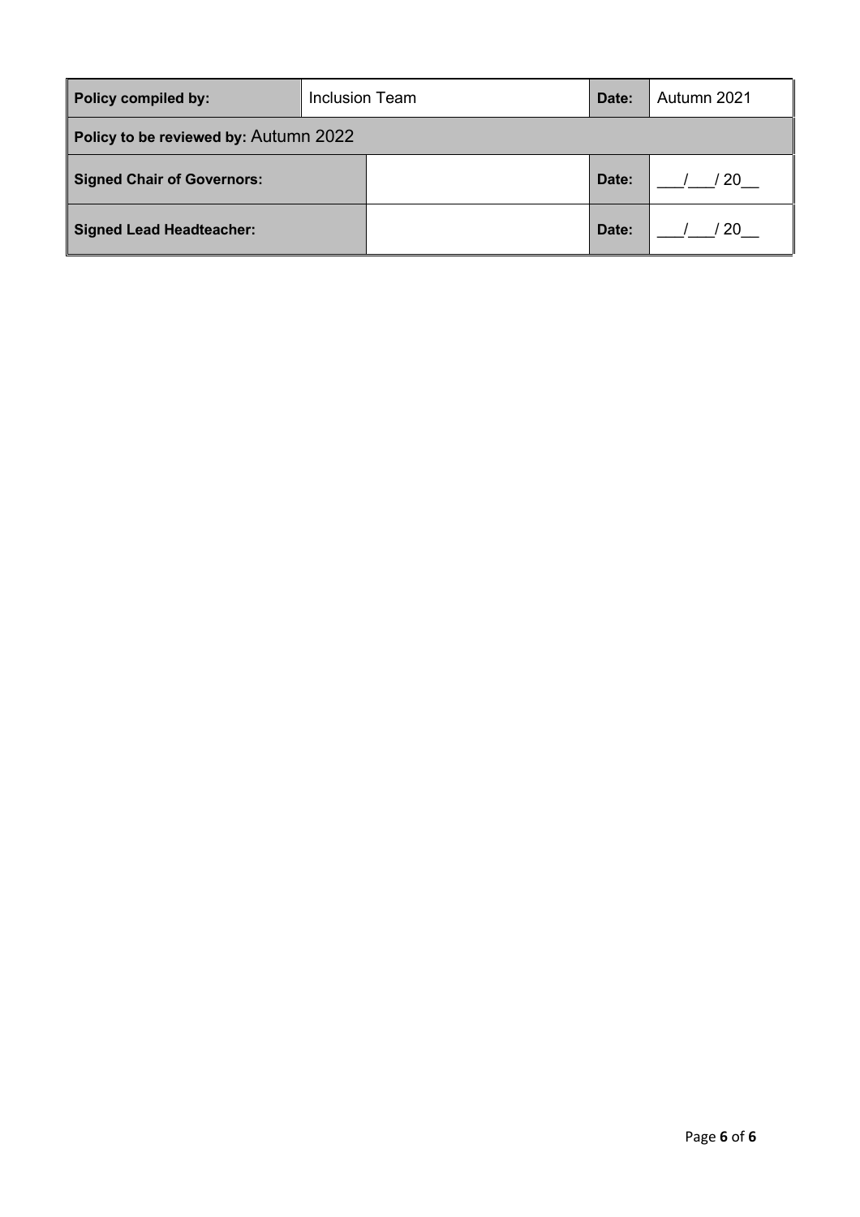| | | | |
|---|---|---|---|
| **Policy compiled by:** | Inclusion Team | **Date:** | Autumn 2021 |
| **Policy to be reviewed by:** Autumn 2022 | | | |
| **Signed Chair of Governors:** | | **Date:** | ___/___/ 20__ |
| **Signed Lead Headteacher:** | | **Date:** | ___/___/ 20__ |